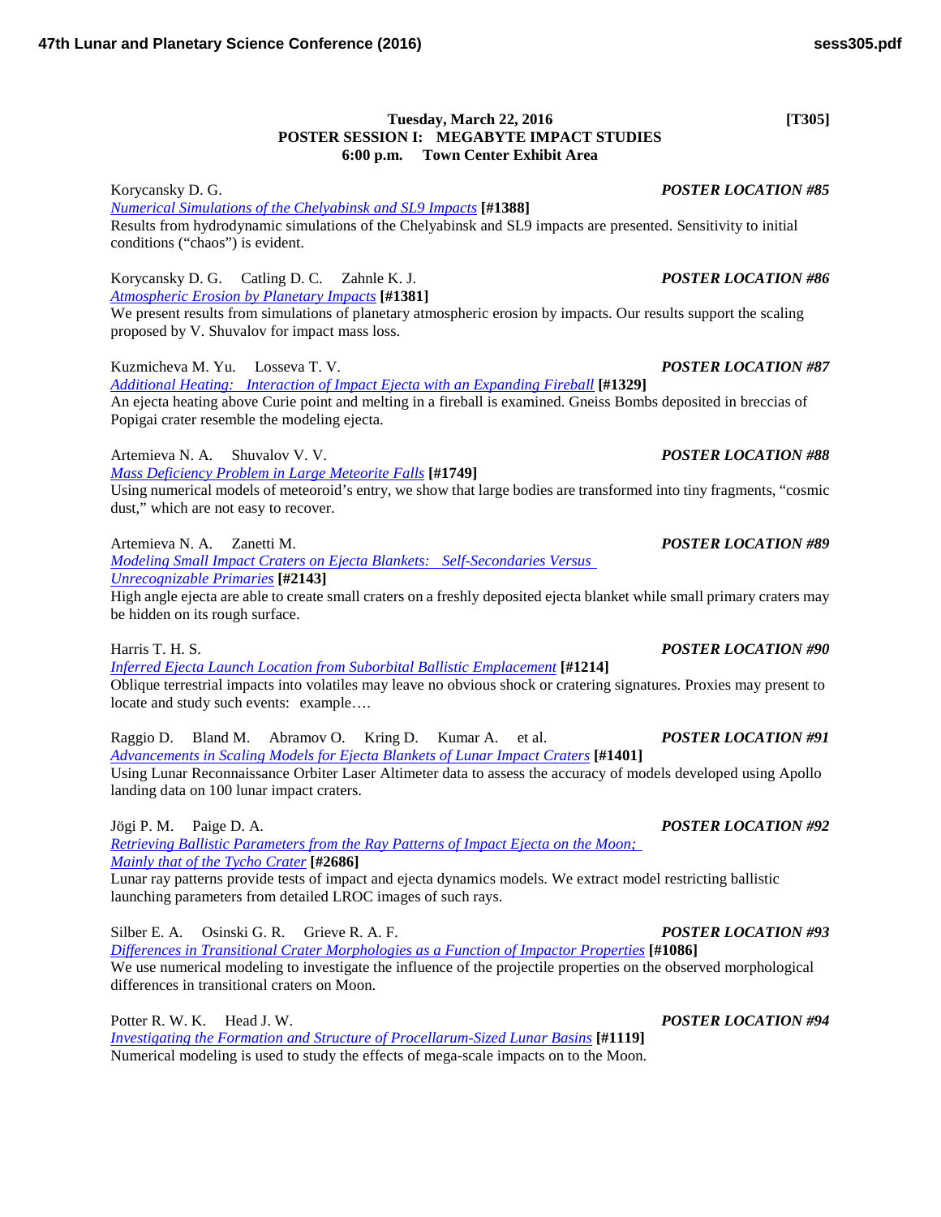**Tuesday, March 22, 2016 [T305]**
**POSTER SESSION I: MEGABYTE IMPACT STUDIES**
**6:00 p.m. Town Center Exhibit Area**

Korycansky D. G. ***POSTER LOCATION #85***
*Numerical Simulations of the Chelyabinsk and SL9 Impacts* **[#1388]**
Results from hydrodynamic simulations of the Chelyabinsk and SL9 impacts are presented. Sensitivity to initial conditions (“chaos”) is evident.

Korycansky D. G. Catling D. C. Zahnle K. J. ***POSTER LOCATION #86***
*Atmospheric Erosion by Planetary Impacts* **[#1381]**
We present results from simulations of planetary atmospheric erosion by impacts. Our results support the scaling proposed by V. Shuvalov for impact mass loss.

Kuzmicheva M. Yu. Losseva T. V. ***POSTER LOCATION #87***
*Additional Heating: Interaction of Impact Ejecta with an Expanding Fireball* **[#1329]**
An ejecta heating above Curie point and melting in a fireball is examined. Gneiss Bombs deposited in breccias of Popigai crater resemble the modeling ejecta.

Artemieva N. A. Shuvalov V. V. ***POSTER LOCATION #88***
*Mass Deficiency Problem in Large Meteorite Falls* **[#1749]**
Using numerical models of meteoroid’s entry, we show that large bodies are transformed into tiny fragments, “cosmic dust,” which are not easy to recover.

Artemieva N. A. Zanetti M. ***POSTER LOCATION #89***
*Modeling Small Impact Craters on Ejecta Blankets: Self-Secondaries Versus Unrecognizable Primaries* **[#2143]**
High angle ejecta are able to create small craters on a freshly deposited ejecta blanket while small primary craters may be hidden on its rough surface.

Harris T. H. S. ***POSTER LOCATION #90***
*Inferred Ejecta Launch Location from Suborbital Ballistic Emplacement* **[#1214]**
Oblique terrestrial impacts into volatiles may leave no obvious shock or cratering signatures. Proxies may present to locate and study such events: example….

Raggio D. Bland M. Abramov O. Kring D. Kumar A. et al. ***POSTER LOCATION #91***
*Advancements in Scaling Models for Ejecta Blankets of Lunar Impact Craters* **[#1401]**
Using Lunar Reconnaissance Orbiter Laser Altimeter data to assess the accuracy of models developed using Apollo landing data on 100 lunar impact craters.

Jögi P. M. Paige D. A. ***POSTER LOCATION #92***
*Retrieving Ballistic Parameters from the Ray Patterns of Impact Ejecta on the Moon; Mainly that of the Tycho Crater* **[#2686]**
Lunar ray patterns provide tests of impact and ejecta dynamics models. We extract model restricting ballistic launching parameters from detailed LROC images of such rays.

Silber E. A. Osinski G. R. Grieve R. A. F. ***POSTER LOCATION #93***
*Differences in Transitional Crater Morphologies as a Function of Impactor Properties* **[#1086]**
We use numerical modeling to investigate the influence of the projectile properties on the observed morphological differences in transitional craters on Moon.

Potter R. W. K. Head J. W. ***POSTER LOCATION #94***
*Investigating the Formation and Structure of Procellarum-Sized Lunar Basins* **[#1119]**
Numerical modeling is used to study the effects of mega-scale impacts on to the Moon.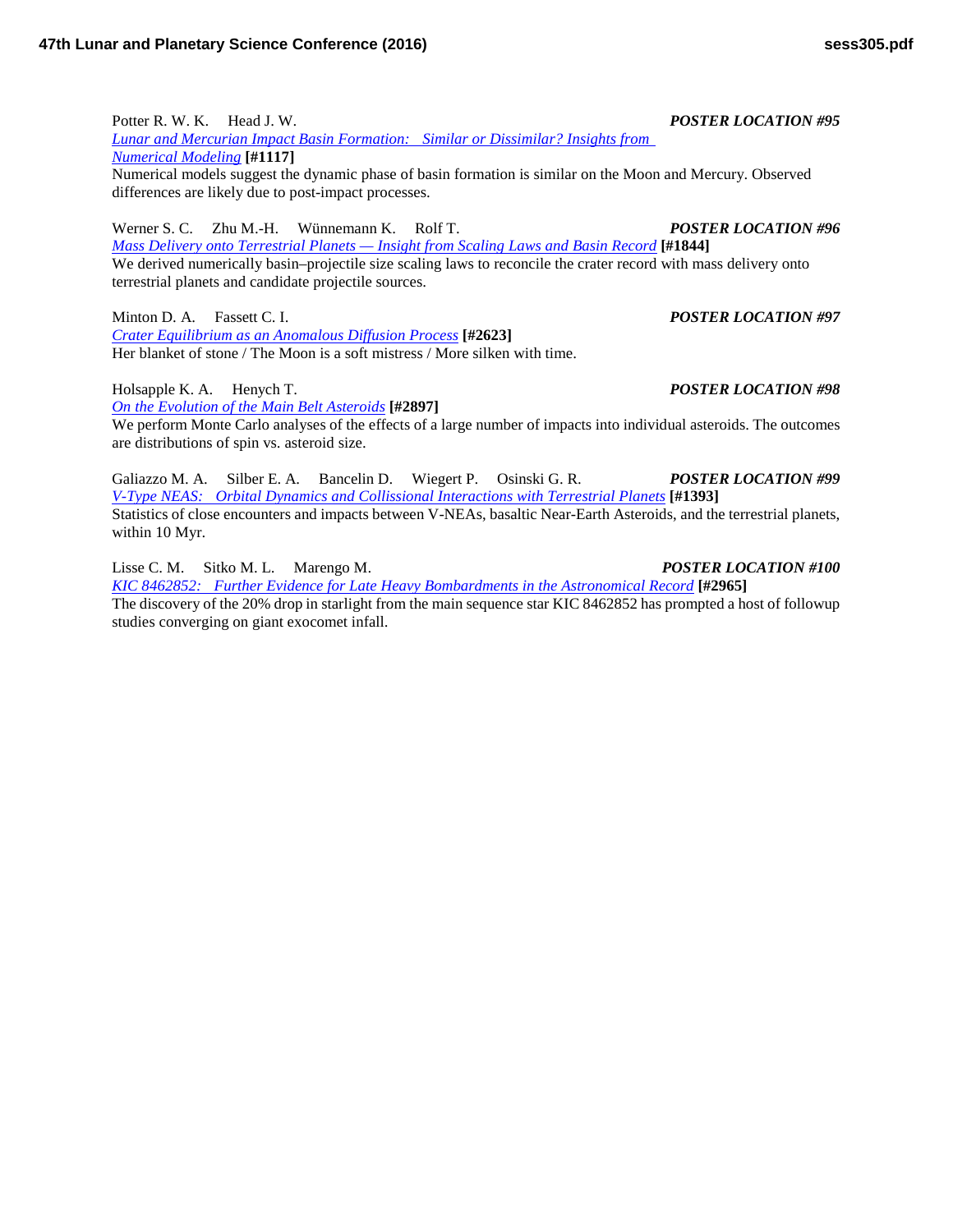Potter R. W. K.    Head J. W.    ***POSTER LOCATION #95***
*Lunar and Mercurian Impact Basin Formation: Similar or Dissimilar? Insights from Numerical Modeling* **[#1117]**
Numerical models suggest the dynamic phase of basin formation is similar on the Moon and Mercury. Observed differences are likely due to post-impact processes.

Werner S. C.    Zhu M.-H.    Wünnemann K.    Rolf T.    ***POSTER LOCATION #96***
*Mass Delivery onto Terrestrial Planets — Insight from Scaling Laws and Basin Record* **[#1844]**
We derived numerically basin–projectile size scaling laws to reconcile the crater record with mass delivery onto terrestrial planets and candidate projectile sources.

Minton D. A.    Fassett C. I.    ***POSTER LOCATION #97***
*Crater Equilibrium as an Anomalous Diffusion Process* **[#2623]**
Her blanket of stone / The Moon is a soft mistress / More silken with time.

Holsapple K. A.    Henych T.    ***POSTER LOCATION #98***
*On the Evolution of the Main Belt Asteroids* **[#2897]**
We perform Monte Carlo analyses of the effects of a large number of impacts into individual asteroids. The outcomes are distributions of spin vs. asteroid size.

Galiazzo M. A.    Silber E. A.    Bancelin D.    Wiegert P.    Osinski G. R.    ***POSTER LOCATION #99***
*V-Type NEAS: Orbital Dynamics and Collissional Interactions with Terrestrial Planets* **[#1393]**
Statistics of close encounters and impacts between V-NEAs, basaltic Near-Earth Asteroids, and the terrestrial planets, within 10 Myr.

Lisse C. M.    Sitko M. L.    Marengo M.    ***POSTER LOCATION #100***
*KIC 8462852: Further Evidence for Late Heavy Bombardments in the Astronomical Record* **[#2965]**
The discovery of the 20% drop in starlight from the main sequence star KIC 8462852 has prompted a host of followup studies converging on giant exocomet infall.